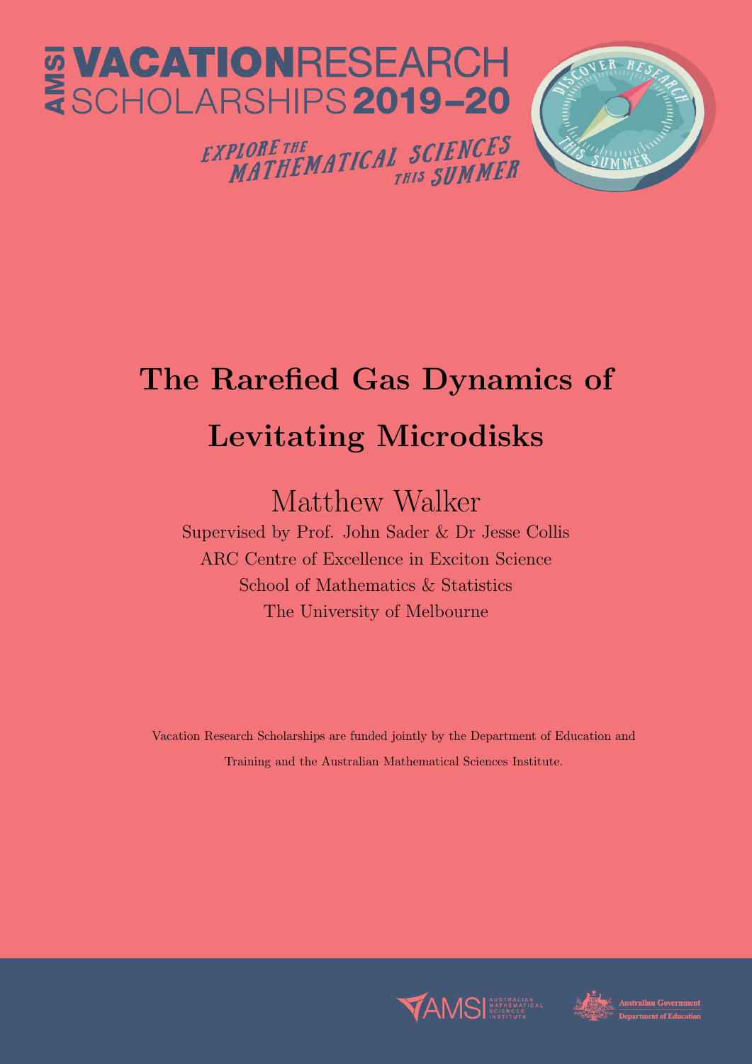AMSI VACATIONRESEARCH SCHOLARSHIPS 2019–20

EXPLORE THE MATHEMATICAL SCIENCES THIS SUMMER

# The Rarefied Gas Dynamics of Levitating Microdisks

Matthew Walker

Supervised by Prof. John Sader & Dr Jesse Collis

ARC Centre of Excellence in Exciton Science

School of Mathematics & Statistics

The University of Melbourne

Vacation Research Scholarships are funded jointly by the Department of Education and Training and the Australian Mathematical Sciences Institute.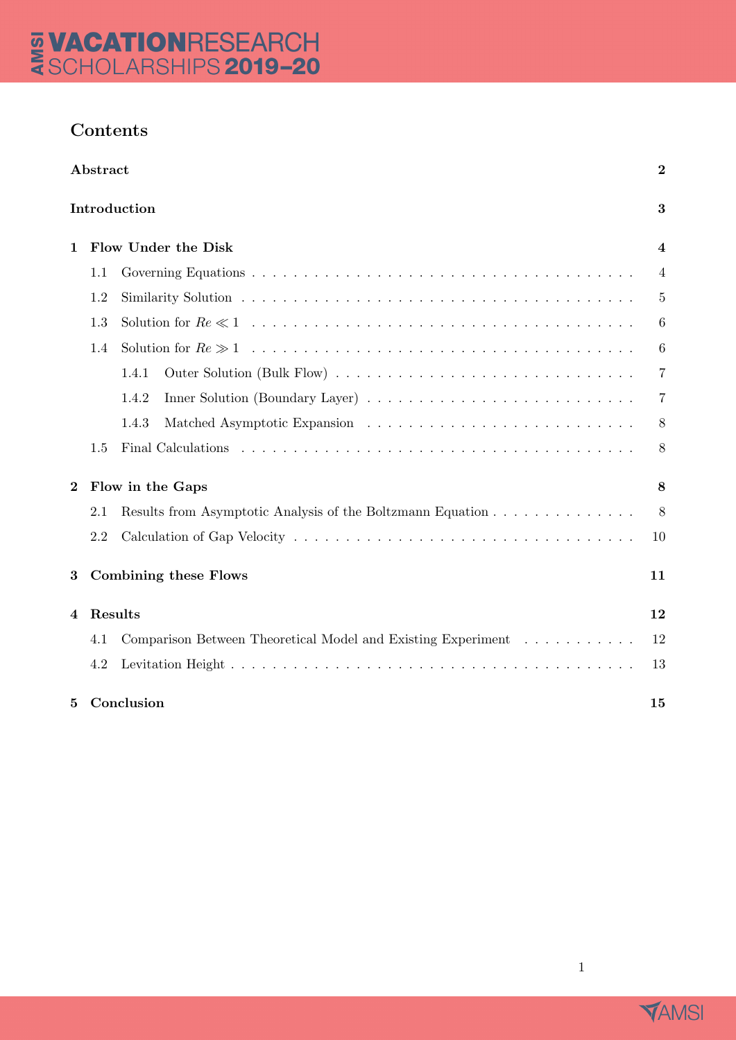## Contents

**Abstract** **2**

**Introduction** **3**

**1 Flow Under the Disk** **4**

- 1.1 Governing Equations . . . 4
- 1.2 Similarity Solution . . . 5
- 1.3 Solution for $Re \ll 1$ . . . 6
- 1.4 Solution for $Re \gg 1$ . . . 6
  - 1.4.1 Outer Solution (Bulk Flow) . . . 7
  - 1.4.2 Inner Solution (Boundary Layer) . . . 7
  - 1.4.3 Matched Asymptotic Expansion . . . 8
- 1.5 Final Calculations . . . 8

**2 Flow in the Gaps** **8**

- 2.1 Results from Asymptotic Analysis of the Boltzmann Equation . . . 8
- 2.2 Calculation of Gap Velocity . . . 10

**3 Combining these Flows** **11**

**4 Results** **12**

- 4.1 Comparison Between Theoretical Model and Existing Experiment . . . 12
- 4.2 Levitation Height . . . 13

**5 Conclusion** **15**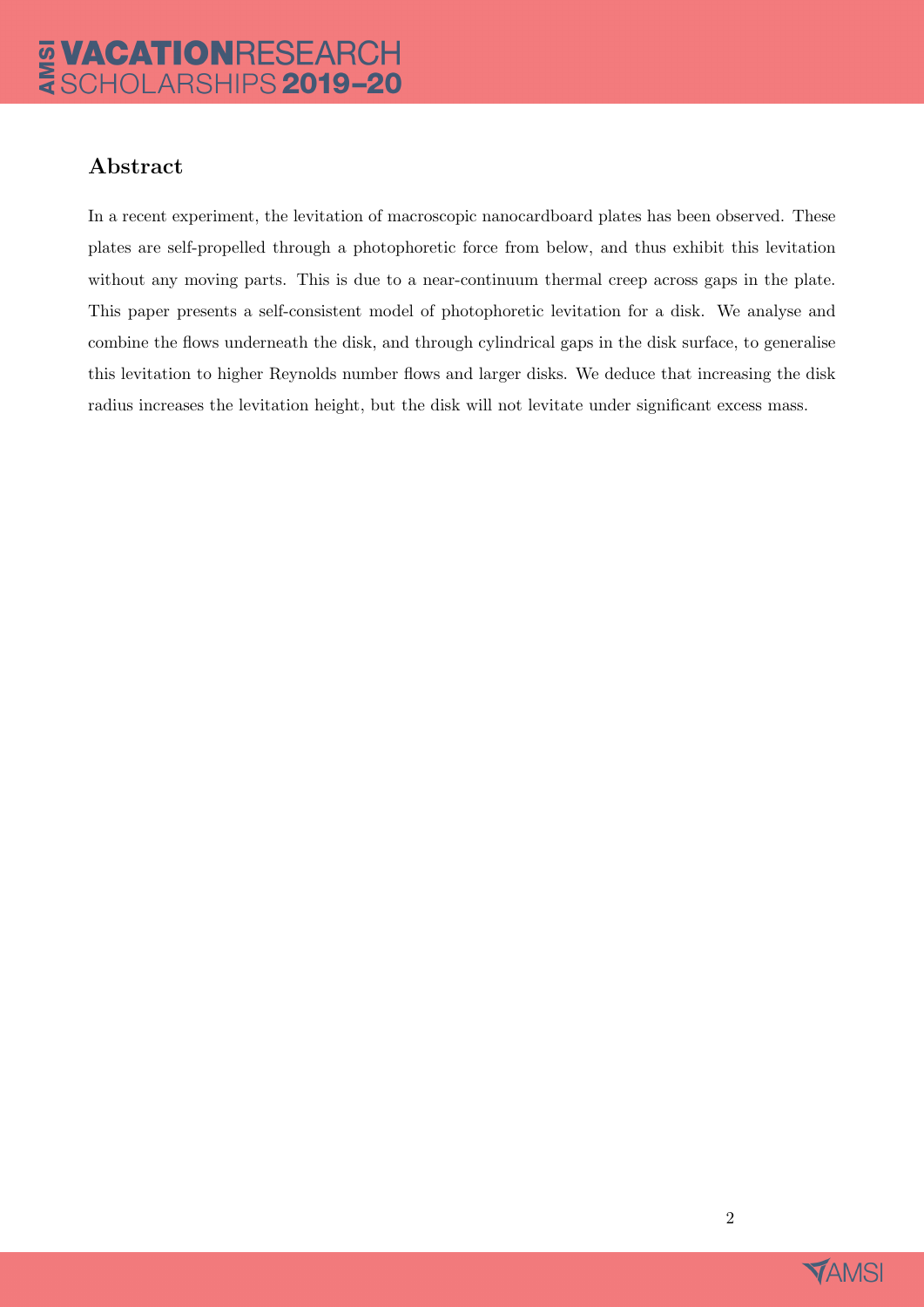## Abstract

In a recent experiment, the levitation of macroscopic nanocardboard plates has been observed. These plates are self-propelled through a photophoretic force from below, and thus exhibit this levitation without any moving parts. This is due to a near-continuum thermal creep across gaps in the plate. This paper presents a self-consistent model of photophoretic levitation for a disk. We analyse and combine the flows underneath the disk, and through cylindrical gaps in the disk surface, to generalise this levitation to higher Reynolds number flows and larger disks. We deduce that increasing the disk radius increases the levitation height, but the disk will not levitate under significant excess mass.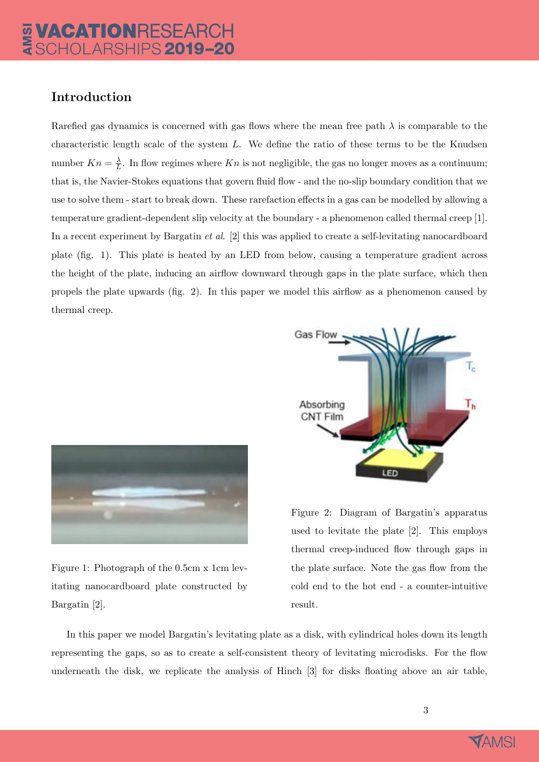## Introduction

Rarefied gas dynamics is concerned with gas flows where the mean free path $\lambda$ is comparable to the characteristic length scale of the system $L$. We define the ratio of these terms to be the Knudsen number $Kn = \frac{\lambda}{L}$. In flow regimes where $Kn$ is not negligible, the gas no longer moves as a continuum; that is, the Navier-Stokes equations that govern fluid flow - and the no-slip boundary condition that we use to solve them - start to break down. These rarefaction effects in a gas can be modelled by allowing a temperature gradient-dependent slip velocity at the boundary - a phenomenon called thermal creep [1]. In a recent experiment by Bargatin *et al*. [2] this was applied to create a self-levitating nanocardboard plate (fig. 1). This plate is heated by an LED from below, causing a temperature gradient across the height of the plate, inducing an airflow downward through gaps in the plate surface, which then propels the plate upwards (fig. 2). In this paper we model this airflow as a phenomenon caused by thermal creep.

Figure 1: Photograph of the 0.5cm x 1cm levitating nanocardboard plate constructed by Bargatin [2].

Figure 2: Diagram of Bargatin's apparatus used to levitate the plate [2]. This employs thermal creep-induced flow through gaps in the plate surface. Note the gas flow from the cold end to the hot end - a counter-intuitive result.

In this paper we model Bargatin's levitating plate as a disk, with cylindrical holes down its length representing the gaps, so as to create a self-consistent theory of levitating microdisks. For the flow underneath the disk, we replicate the analysis of Hinch [3] for disks floating above an air table,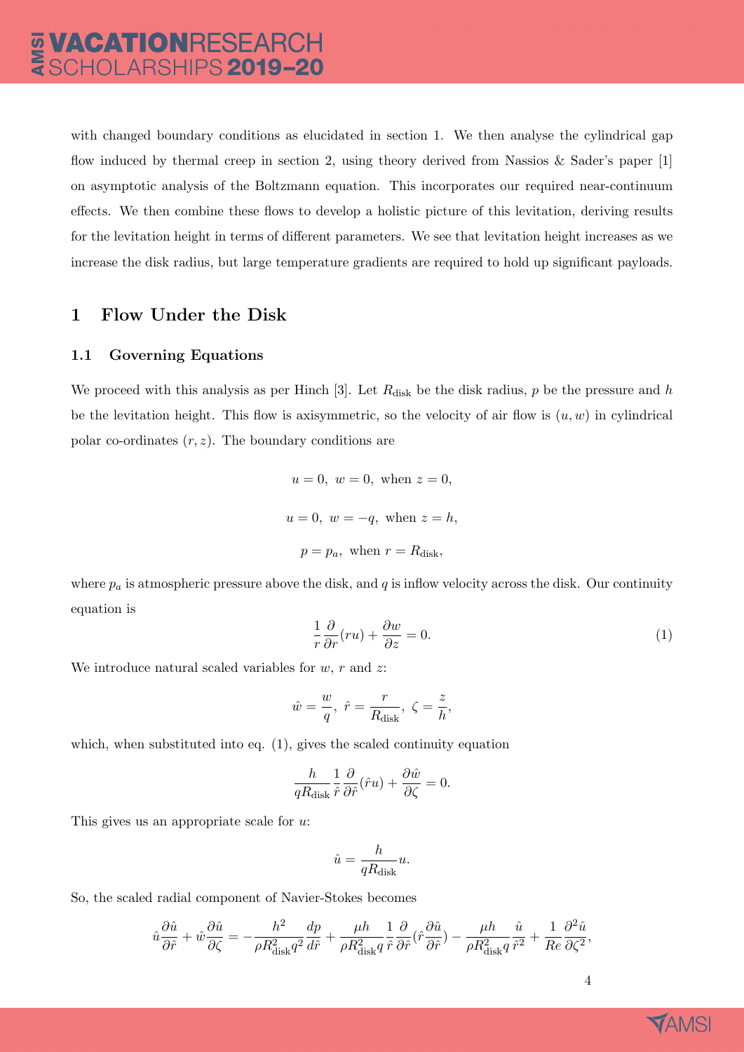with changed boundary conditions as elucidated in section 1. We then analyse the cylindrical gap flow induced by thermal creep in section 2, using theory derived from Nassios & Sader's paper [1] on asymptotic analysis of the Boltzmann equation. This incorporates our required near-continuum effects. We then combine these flows to develop a holistic picture of this levitation, deriving results for the levitation height in terms of different parameters. We see that levitation height increases as we increase the disk radius, but large temperature gradients are required to hold up significant payloads.

## 1 Flow Under the Disk

### 1.1 Governing Equations

We proceed with this analysis as per Hinch [3]. Let $R_{\text{disk}}$ be the disk radius, $p$ be the pressure and $h$ be the levitation height. This flow is axisymmetric, so the velocity of air flow is $(u, w)$ in cylindrical polar co-ordinates $(r, z)$. The boundary conditions are

$$u = 0,\ w = 0,\ \text{when } z = 0,$$

$$u = 0,\ w = -q,\ \text{when } z = h,$$

$$p = p_a,\ \text{when } r = R_{\text{disk}},$$

where $p_a$ is atmospheric pressure above the disk, and $q$ is inflow velocity across the disk. Our continuity equation is

$$\frac{1}{r}\frac{\partial}{\partial r}(ru) + \frac{\partial w}{\partial z} = 0. \tag{1}$$

We introduce natural scaled variables for $w$, $r$ and $z$:

$$\hat{w} = \frac{w}{q},\ \hat{r} = \frac{r}{R_{\text{disk}}},\ \zeta = \frac{z}{h},$$

which, when substituted into eq. (1), gives the scaled continuity equation

$$\frac{h}{qR_{\text{disk}}}\frac{1}{\hat{r}}\frac{\partial}{\partial \hat{r}}(\hat{r}u) + \frac{\partial \hat{w}}{\partial \zeta} = 0.$$

This gives us an appropriate scale for $u$:

$$\hat{u} = \frac{h}{qR_{\text{disk}}}u.$$

So, the scaled radial component of Navier-Stokes becomes

$$\hat{u}\frac{\partial \hat{u}}{\partial \hat{r}} + \hat{w}\frac{\partial \hat{u}}{\partial \zeta} = -\frac{h^2}{\rho R_{\text{disk}}^2 q^2}\frac{dp}{d\hat{r}} + \frac{\mu h}{\rho R_{\text{disk}}^2 q}\frac{1}{\hat{r}}\frac{\partial}{\partial \hat{r}}(\hat{r}\frac{\partial \hat{u}}{\partial \hat{r}}) - \frac{\mu h}{\rho R_{\text{disk}}^2 q}\frac{\hat{u}}{\hat{r}^2} + \frac{1}{Re}\frac{\partial^2 \hat{u}}{\partial \zeta^2},$$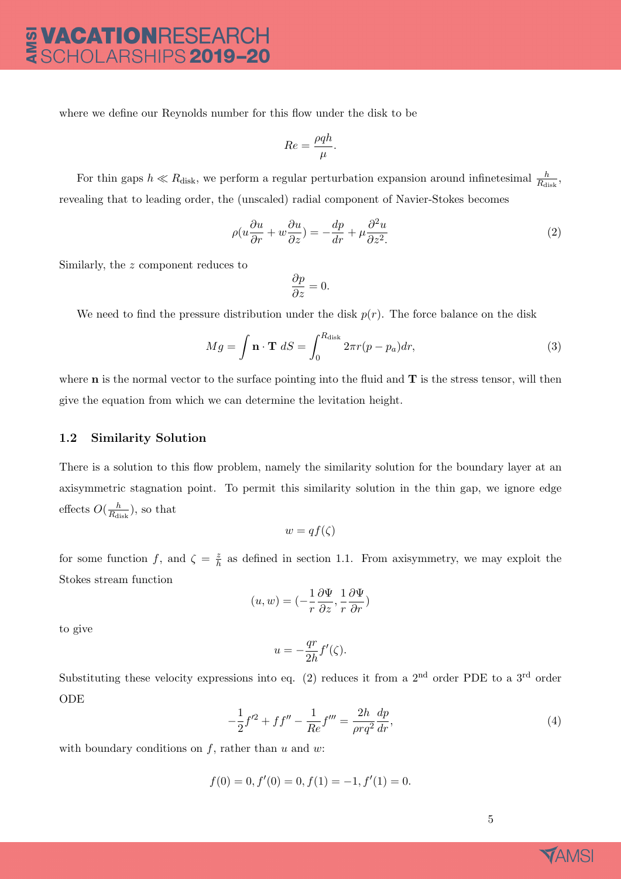where we define our Reynolds number for this flow under the disk to be

$$Re = \frac{\rho q h}{\mu}.$$

For thin gaps $h \ll R_{\text{disk}}$, we perform a regular perturbation expansion around infinetesimal $\frac{h}{R_{\text{disk}}}$, revealing that to leading order, the (unscaled) radial component of Navier-Stokes becomes

$$\rho(u\frac{\partial u}{\partial r} + w\frac{\partial u}{\partial z}) = -\frac{dp}{dr} + \mu\frac{\partial^2 u}{\partial z^2}. \tag{2}$$

Similarly, the $z$ component reduces to

$$\frac{\partial p}{\partial z} = 0.$$

We need to find the pressure distribution under the disk $p(r)$. The force balance on the disk

$$Mg = \int \mathbf{n} \cdot \mathbf{T}\ dS = \int_0^{R_{\text{disk}}} 2\pi r(p - p_a)dr, \tag{3}$$

where $\mathbf{n}$ is the normal vector to the surface pointing into the fluid and $\mathbf{T}$ is the stress tensor, will then give the equation from which we can determine the levitation height.

### 1.2 Similarity Solution

There is a solution to this flow problem, namely the similarity solution for the boundary layer at an axisymmetric stagnation point. To permit this similarity solution in the thin gap, we ignore edge effects $O(\frac{h}{R_{\text{disk}}})$, so that

$$w = qf(\zeta)$$

for some function $f$, and $\zeta = \frac{z}{h}$ as defined in section 1.1. From axisymmetry, we may exploit the Stokes stream function

$$(u, w) = (-\frac{1}{r}\frac{\partial \Psi}{\partial z}, \frac{1}{r}\frac{\partial \Psi}{\partial r})$$

to give

$$u = -\frac{qr}{2h}f'(\zeta).$$

Substituting these velocity expressions into eq. (2) reduces it from a 2$^{\text{nd}}$ order PDE to a 3$^{\text{rd}}$ order ODE

$$-\frac{1}{2}f'^2 + ff'' - \frac{1}{Re}f''' = \frac{2h}{\rho r q^2}\frac{dp}{dr}, \tag{4}$$

with boundary conditions on $f$, rather than $u$ and $w$:

$$f(0) = 0, f'(0) = 0, f(1) = -1, f'(1) = 0.$$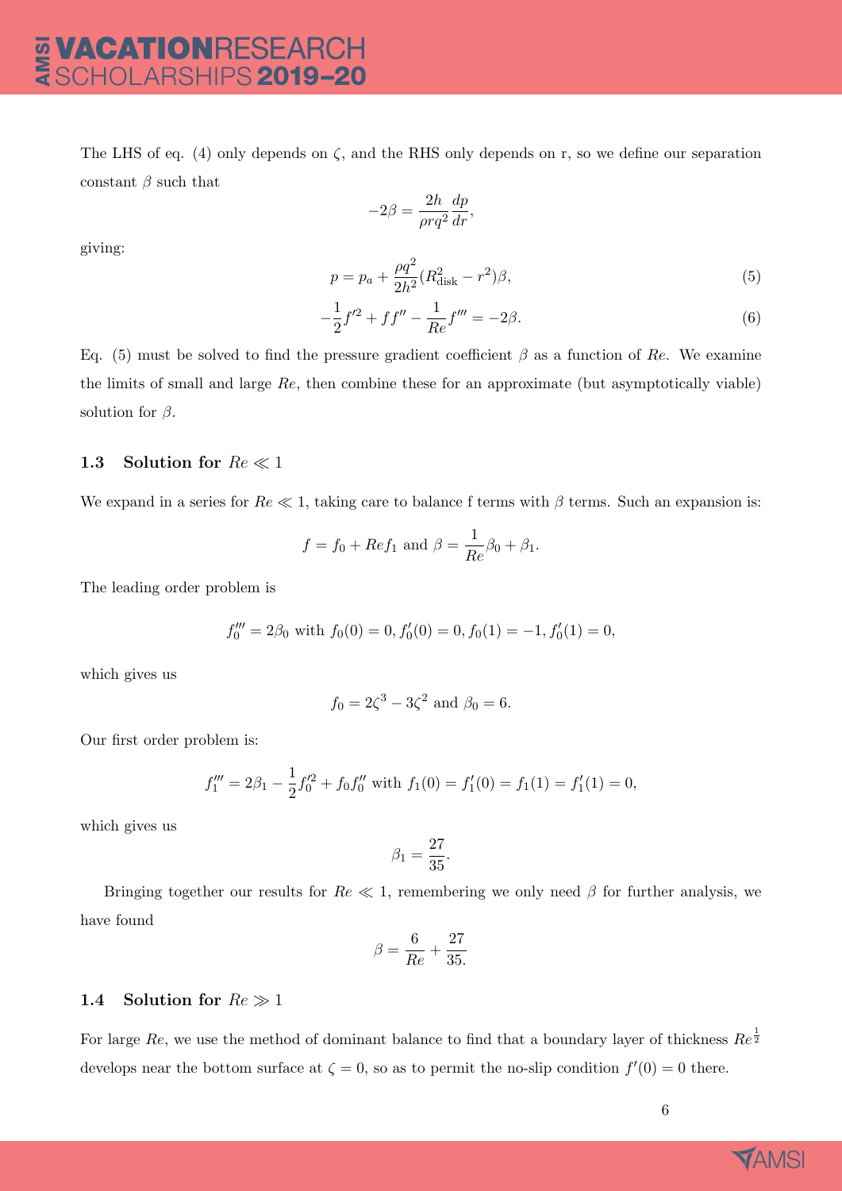The LHS of eq. (4) only depends on $\zeta$, and the RHS only depends on r, so we define our separation constant $\beta$ such that

$$-2\beta = \frac{2h}{\rho r q^2}\frac{dp}{dr},$$

giving:

$$p = p_a + \frac{\rho q^2}{2h^2}(R_{\text{disk}}^2 - r^2)\beta, \tag{5}$$

$$-\frac{1}{2}f'^2 + ff'' - \frac{1}{Re}f''' = -2\beta. \tag{6}$$

Eq. (5) must be solved to find the pressure gradient coefficient $\beta$ as a function of $Re$. We examine the limits of small and large $Re$, then combine these for an approximate (but asymptotically viable) solution for $\beta$.

### 1.3 Solution for $Re \ll 1$

We expand in a series for $Re \ll 1$, taking care to balance f terms with $\beta$ terms. Such an expansion is:

$$f = f_0 + Ref_1 \text{ and } \beta = \frac{1}{Re}\beta_0 + \beta_1.$$

The leading order problem is

$$f_0''' = 2\beta_0 \text{ with } f_0(0) = 0, f_0'(0) = 0, f_0(1) = -1, f_0'(1) = 0,$$

which gives us

$$f_0 = 2\zeta^3 - 3\zeta^2 \text{ and } \beta_0 = 6.$$

Our first order problem is:

$$f_1''' = 2\beta_1 - \frac{1}{2}f_0'^2 + f_0 f_0'' \text{ with } f_1(0) = f_1'(0) = f_1(1) = f_1'(1) = 0,$$

which gives us

$$\beta_1 = \frac{27}{35}.$$

Bringing together our results for $Re \ll 1$, remembering we only need $\beta$ for further analysis, we have found

$$\beta = \frac{6}{Re} + \frac{27}{35.}$$

### 1.4 Solution for $Re \gg 1$

For large $Re$, we use the method of dominant balance to find that a boundary layer of thickness $Re^{\frac{1}{2}}$ develops near the bottom surface at $\zeta = 0$, so as to permit the no-slip condition $f'(0) = 0$ there.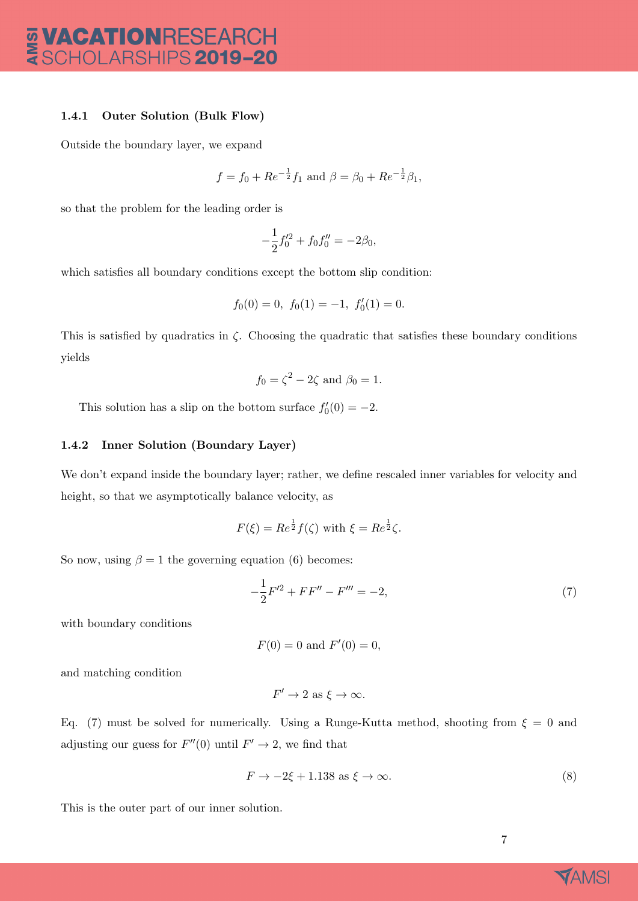#### 1.4.1 Outer Solution (Bulk Flow)

Outside the boundary layer, we expand

$$f = f_0 + Re^{-\frac{1}{2}} f_1 \text{ and } \beta = \beta_0 + Re^{-\frac{1}{2}} \beta_1,$$

so that the problem for the leading order is

$$-\frac{1}{2} f_0'^2 + f_0 f_0'' = -2\beta_0,$$

which satisfies all boundary conditions except the bottom slip condition:

$$f_0(0) = 0,\ f_0(1) = -1,\ f_0'(1) = 0.$$

This is satisfied by quadratics in $\zeta$. Choosing the quadratic that satisfies these boundary conditions yields

$$f_0 = \zeta^2 - 2\zeta \text{ and } \beta_0 = 1.$$

This solution has a slip on the bottom surface $f_0'(0) = -2$.

#### 1.4.2 Inner Solution (Boundary Layer)

We don't expand inside the boundary layer; rather, we define rescaled inner variables for velocity and height, so that we asymptotically balance velocity, as

$$F(\xi) = Re^{\frac{1}{2}} f(\zeta) \text{ with } \xi = Re^{\frac{1}{2}} \zeta.$$

So now, using $\beta = 1$ the governing equation (6) becomes:

$$-\frac{1}{2} F'^2 + FF'' - F''' = -2, \tag{7}$$

with boundary conditions

$$F(0) = 0 \text{ and } F'(0) = 0,$$

and matching condition

$$F' \to 2 \text{ as } \xi \to \infty.$$

Eq. (7) must be solved for numerically. Using a Runge-Kutta method, shooting from $\xi = 0$ and adjusting our guess for $F''(0)$ until $F' \to 2$, we find that

$$F \to -2\xi + 1.138 \text{ as } \xi \to \infty. \tag{8}$$

This is the outer part of our inner solution.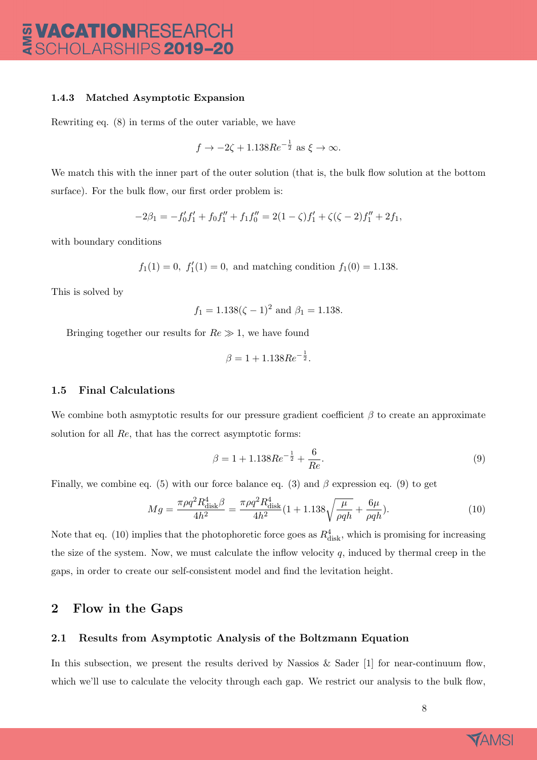#### 1.4.3 Matched Asymptotic Expansion

Rewriting eq. (8) in terms of the outer variable, we have

$$f \to -2\zeta + 1.138Re^{-\frac{1}{2}} \text{ as } \xi \to \infty.$$

We match this with the inner part of the outer solution (that is, the bulk flow solution at the bottom surface). For the bulk flow, our first order problem is:

$$-2\beta_1 = -f_0'f_1' + f_0f_1'' + f_1f_0'' = 2(1-\zeta)f_1' + \zeta(\zeta-2)f_1'' + 2f_1,$$

with boundary conditions

$$f_1(1) = 0,\ f_1'(1) = 0, \text{ and matching condition } f_1(0) = 1.138.$$

This is solved by

$$f_1 = 1.138(\zeta - 1)^2 \text{ and } \beta_1 = 1.138.$$

Bringing together our results for $Re \gg 1$, we have found

$$\beta = 1 + 1.138Re^{-\frac{1}{2}}.$$

### 1.5 Final Calculations

We combine both asmyptotic results for our pressure gradient coefficient $\beta$ to create an approximate solution for all $Re$, that has the correct asymptotic forms:

$$\beta = 1 + 1.138Re^{-\frac{1}{2}} + \frac{6}{Re}. \tag{9}$$

Finally, we combine eq. (5) with our force balance eq. (3) and $\beta$ expression eq. (9) to get

$$Mg = \frac{\pi\rho q^2 R_{\text{disk}}^4 \beta}{4h^2} = \frac{\pi\rho q^2 R_{\text{disk}}^4}{4h^2}(1 + 1.138\sqrt{\frac{\mu}{\rho q h}} + \frac{6\mu}{\rho q h}). \tag{10}$$

Note that eq. (10) implies that the photophoretic force goes as $R_{\text{disk}}^4$, which is promising for increasing the size of the system. Now, we must calculate the inflow velocity $q$, induced by thermal creep in the gaps, in order to create our self-consistent model and find the levitation height.

## 2 Flow in the Gaps

### 2.1 Results from Asymptotic Analysis of the Boltzmann Equation

In this subsection, we present the results derived by Nassios & Sader [1] for near-continuum flow, which we'll use to calculate the velocity through each gap. We restrict our analysis to the bulk flow,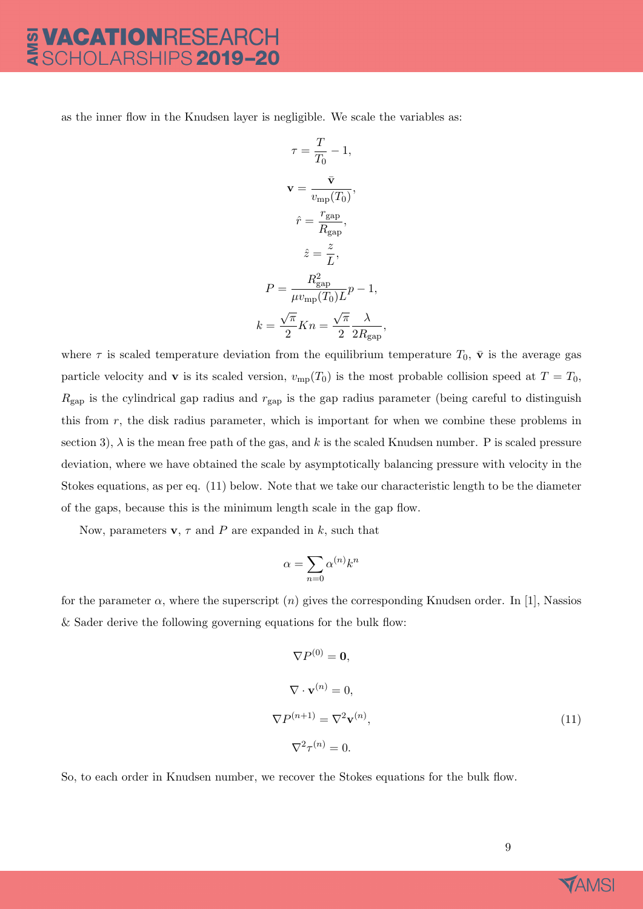as the inner flow in the Knudsen layer is negligible. We scale the variables as:

$$
\tau = \frac{T}{T_0} - 1,
$$

$$
\mathbf{v} = \frac{\bar{\mathbf{v}}}{v_{\mathrm{mp}}(T_0)},
$$

$$
\hat{r} = \frac{r_{\mathrm{gap}}}{R_{\mathrm{gap}}},
$$

$$
\hat{z} = \frac{z}{L},
$$

$$
P = \frac{R_{\mathrm{gap}}^2}{\mu v_{\mathrm{mp}}(T_0) L} p - 1,
$$

$$
k = \frac{\sqrt{\pi}}{2} Kn = \frac{\sqrt{\pi}}{2} \frac{\lambda}{2R_{\mathrm{gap}}},
$$

where $\tau$ is scaled temperature deviation from the equilibrium temperature $T_0$, $\bar{\mathbf{v}}$ is the average gas particle velocity and $\mathbf{v}$ is its scaled version, $v_{\mathrm{mp}}(T_0)$ is the most probable collision speed at $T = T_0$, $R_{\mathrm{gap}}$ is the cylindrical gap radius and $r_{\mathrm{gap}}$ is the gap radius parameter (being careful to distinguish this from $r$, the disk radius parameter, which is important for when we combine these problems in section 3), $\lambda$ is the mean free path of the gas, and $k$ is the scaled Knudsen number. P is scaled pressure deviation, where we have obtained the scale by asymptotically balancing pressure with velocity in the Stokes equations, as per eq. (11) below. Note that we take our characteristic length to be the diameter of the gaps, because this is the minimum length scale in the gap flow.

Now, parameters $\mathbf{v}$, $\tau$ and $P$ are expanded in $k$, such that

$$
\alpha = \sum_{n=0} \alpha^{(n)} k^n
$$

for the parameter $\alpha$, where the superscript $(n)$ gives the corresponding Knudsen order. In [1], Nassios & Sader derive the following governing equations for the bulk flow:

$$
\begin{aligned}
\nabla P^{(0)} &= \mathbf{0}, \\
\nabla \cdot \mathbf{v}^{(n)} &= 0, \\
\nabla P^{(n+1)} &= \nabla^2 \mathbf{v}^{(n)}, \\
\nabla^2 \tau^{(n)} &= 0.
\end{aligned} \tag{11}
$$

So, to each order in Knudsen number, we recover the Stokes equations for the bulk flow.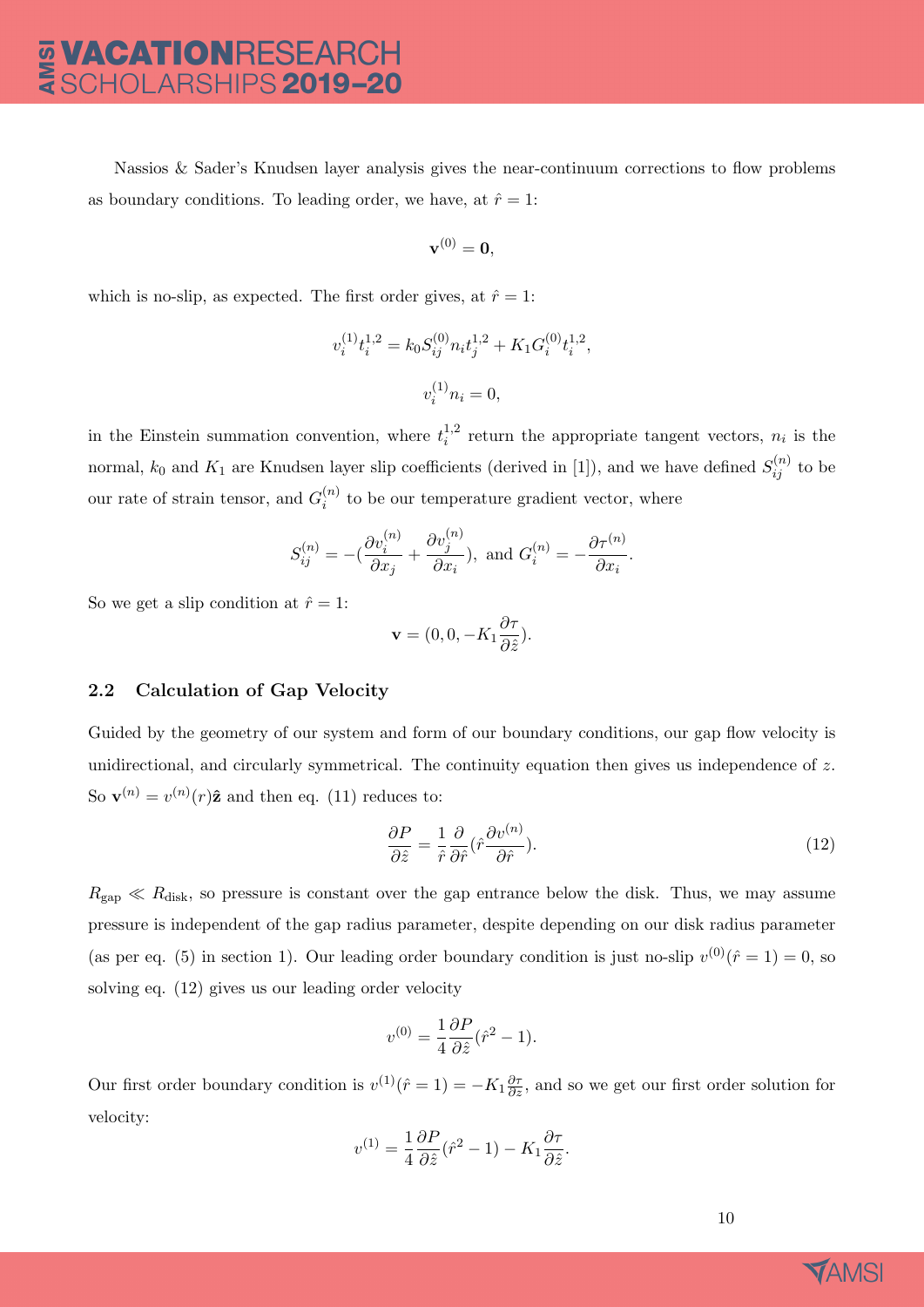Nassios & Sader's Knudsen layer analysis gives the near-continuum corrections to flow problems as boundary conditions. To leading order, we have, at $\hat{r} = 1$:

$$\mathbf{v}^{(0)} = \mathbf{0},$$

which is no-slip, as expected. The first order gives, at $\hat{r} = 1$:

$$v_i^{(1)} t_i^{1,2} = k_0 S_{ij}^{(0)} n_i t_j^{1,2} + K_1 G_i^{(0)} t_i^{1,2},$$

$$v_i^{(1)} n_i = 0,$$

in the Einstein summation convention, where $t_i^{1,2}$ return the appropriate tangent vectors, $n_i$ is the normal, $k_0$ and $K_1$ are Knudsen layer slip coefficients (derived in [1]), and we have defined $S_{ij}^{(n)}$ to be our rate of strain tensor, and $G_i^{(n)}$ to be our temperature gradient vector, where

$$S_{ij}^{(n)} = -\left(\frac{\partial v_i^{(n)}}{\partial x_j} + \frac{\partial v_j^{(n)}}{\partial x_i}\right), \text{ and } G_i^{(n)} = -\frac{\partial \tau^{(n)}}{\partial x_i}.$$

So we get a slip condition at $\hat{r} = 1$:

$$\mathbf{v} = (0, 0, -K_1 \frac{\partial \tau}{\partial \hat{z}}).$$

### 2.2 Calculation of Gap Velocity

Guided by the geometry of our system and form of our boundary conditions, our gap flow velocity is unidirectional, and circularly symmetrical. The continuity equation then gives us independence of $z$. So $\mathbf{v}^{(n)} = v^{(n)}(r)\hat{\mathbf{z}}$ and then eq. (11) reduces to:

$$\frac{\partial P}{\partial \hat{z}} = \frac{1}{\hat{r}} \frac{\partial}{\partial \hat{r}} (\hat{r} \frac{\partial v^{(n)}}{\partial \hat{r}}). \tag{12}$$

$R_{\text{gap}} \ll R_{\text{disk}}$, so pressure is constant over the gap entrance below the disk. Thus, we may assume pressure is independent of the gap radius parameter, despite depending on our disk radius parameter (as per eq. (5) in section 1). Our leading order boundary condition is just no-slip $v^{(0)}(\hat{r} = 1) = 0$, so solving eq. (12) gives us our leading order velocity

$$v^{(0)} = \frac{1}{4} \frac{\partial P}{\partial \hat{z}} (\hat{r}^2 - 1).$$

Our first order boundary condition is $v^{(1)}(\hat{r} = 1) = -K_1 \frac{\partial \tau}{\partial z}$, and so we get our first order solution for velocity:

$$v^{(1)} = \frac{1}{4} \frac{\partial P}{\partial \hat{z}} (\hat{r}^2 - 1) - K_1 \frac{\partial \tau}{\partial \hat{z}}.$$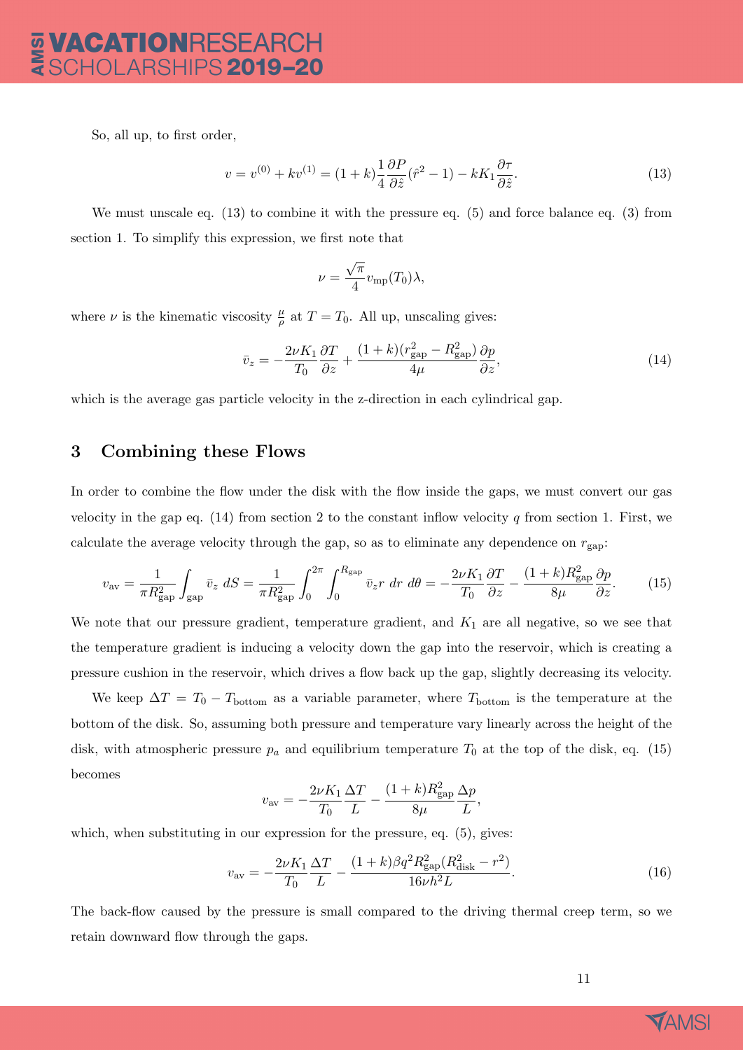So, all up, to first order,

$$v = v^{(0)} + kv^{(1)} = (1+k)\frac{1}{4}\frac{\partial P}{\partial \hat{z}}(\hat{r}^2 - 1) - kK_1\frac{\partial \tau}{\partial \hat{z}}. \tag{13}$$

We must unscale eq. (13) to combine it with the pressure eq. (5) and force balance eq. (3) from section 1. To simplify this expression, we first note that

$$\nu = \frac{\sqrt{\pi}}{4} v_{\text{mp}}(T_0)\lambda,$$

where $\nu$ is the kinematic viscosity $\frac{\mu}{\rho}$ at $T = T_0$. All up, unscaling gives:

$$\bar{v}_z = -\frac{2\nu K_1}{T_0}\frac{\partial T}{\partial z} + \frac{(1+k)(r_{\text{gap}}^2 - R_{\text{gap}}^2)}{4\mu}\frac{\partial p}{\partial z}, \tag{14}$$

which is the average gas particle velocity in the z-direction in each cylindrical gap.

## 3 Combining these Flows

In order to combine the flow under the disk with the flow inside the gaps, we must convert our gas velocity in the gap eq. (14) from section 2 to the constant inflow velocity $q$ from section 1. First, we calculate the average velocity through the gap, so as to eliminate any dependence on $r_{\text{gap}}$:

$$v_{\text{av}} = \frac{1}{\pi R_{\text{gap}}^2}\int_{\text{gap}} \bar{v}_z \, dS = \frac{1}{\pi R_{\text{gap}}^2}\int_0^{2\pi}\int_0^{R_{\text{gap}}} \bar{v}_z r \, dr \, d\theta = -\frac{2\nu K_1}{T_0}\frac{\partial T}{\partial z} - \frac{(1+k)R_{\text{gap}}^2}{8\mu}\frac{\partial p}{\partial z}. \tag{15}$$

We note that our pressure gradient, temperature gradient, and $K_1$ are all negative, so we see that the temperature gradient is inducing a velocity down the gap into the reservoir, which is creating a pressure cushion in the reservoir, which drives a flow back up the gap, slightly decreasing its velocity.

We keep $\Delta T = T_0 - T_{\text{bottom}}$ as a variable parameter, where $T_{\text{bottom}}$ is the temperature at the bottom of the disk. So, assuming both pressure and temperature vary linearly across the height of the disk, with atmospheric pressure $p_a$ and equilibrium temperature $T_0$ at the top of the disk, eq. (15) becomes

$$v_{\text{av}} = -\frac{2\nu K_1}{T_0}\frac{\Delta T}{L} - \frac{(1+k)R_{\text{gap}}^2}{8\mu}\frac{\Delta p}{L},$$

which, when substituting in our expression for the pressure, eq. (5), gives:

$$v_{\text{av}} = -\frac{2\nu K_1}{T_0}\frac{\Delta T}{L} - \frac{(1+k)\beta q^2 R_{\text{gap}}^2 (R_{\text{disk}}^2 - r^2)}{16\nu h^2 L}. \tag{16}$$

The back-flow caused by the pressure is small compared to the driving thermal creep term, so we retain downward flow through the gaps.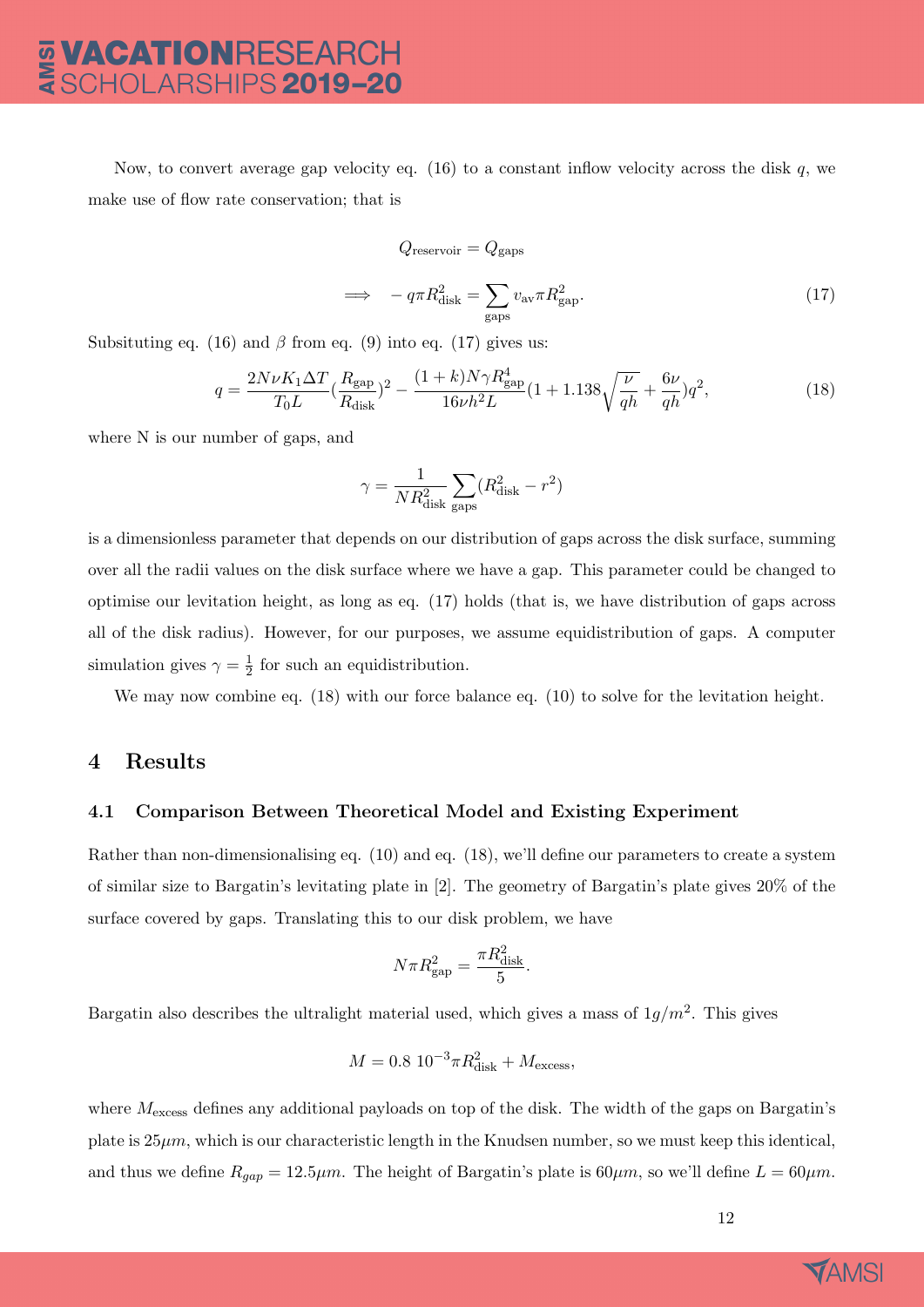Now, to convert average gap velocity eq. (16) to a constant inflow velocity across the disk $q$, we make use of flow rate conservation; that is

$$Q_{\text{reservoir}} = Q_{\text{gaps}}$$

$$\implies \quad -q\pi R_{\text{disk}}^2 = \sum_{\text{gaps}} v_{\text{av}} \pi R_{\text{gap}}^2. \tag{17}$$

Subsituting eq. (16) and $\beta$ from eq. (9) into eq. (17) gives us:

$$q = \frac{2N\nu K_1 \Delta T}{T_0 L}\left(\frac{R_{\text{gap}}}{R_{\text{disk}}}\right)^2 - \frac{(1+k)N\gamma R_{\text{gap}}^4}{16\nu h^2 L}\left(1 + 1.138\sqrt{\frac{\nu}{qh}} + \frac{6\nu}{qh}\right)q^2, \tag{18}$$

where N is our number of gaps, and

$$\gamma = \frac{1}{NR_{\text{disk}}^2}\sum_{\text{gaps}}(R_{\text{disk}}^2 - r^2)$$

is a dimensionless parameter that depends on our distribution of gaps across the disk surface, summing over all the radii values on the disk surface where we have a gap. This parameter could be changed to optimise our levitation height, as long as eq. (17) holds (that is, we have distribution of gaps across all of the disk radius). However, for our purposes, we assume equidistribution of gaps. A computer simulation gives $\gamma = \frac{1}{2}$ for such an equidistribution.

We may now combine eq. (18) with our force balance eq. (10) to solve for the levitation height.

## 4 Results

### 4.1 Comparison Between Theoretical Model and Existing Experiment

Rather than non-dimensionalising eq. (10) and eq. (18), we'll define our parameters to create a system of similar size to Bargatin's levitating plate in [2]. The geometry of Bargatin's plate gives 20% of the surface covered by gaps. Translating this to our disk problem, we have

$$N\pi R_{\text{gap}}^2 = \frac{\pi R_{\text{disk}}^2}{5}.$$

Bargatin also describes the ultralight material used, which gives a mass of $1g/m^2$. This gives

$$M = 0.8\ 10^{-3}\pi R_{\text{disk}}^2 + M_{\text{excess}},$$

where $M_{\text{excess}}$ defines any additional payloads on top of the disk. The width of the gaps on Bargatin's plate is $25\mu m$, which is our characteristic length in the Knudsen number, so we must keep this identical, and thus we define $R_{gap} = 12.5\mu m$. The height of Bargatin's plate is $60\mu m$, so we'll define $L = 60\mu m$.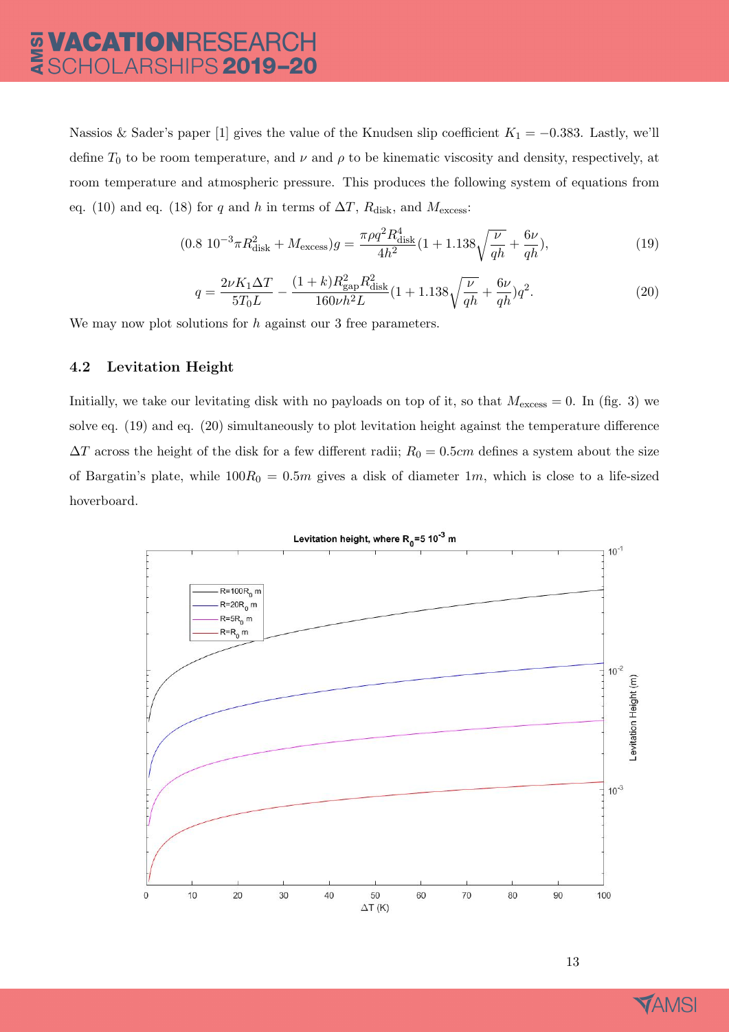Nassios & Sader's paper [1] gives the value of the Knudsen slip coefficient $K_1 = -0.383$. Lastly, we'll define $T_0$ to be room temperature, and $\nu$ and $\rho$ to be kinematic viscosity and density, respectively, at room temperature and atmospheric pressure. This produces the following system of equations from eq. (10) and eq. (18) for $q$ and $h$ in terms of $\Delta T$, $R_{\text{disk}}$, and $M_{\text{excess}}$:

$$(0.8\ 10^{-3}\pi R_{\text{disk}}^2 + M_{\text{excess}})g = \frac{\pi \rho q^2 R_{\text{disk}}^4}{4h^2}(1 + 1.138\sqrt{\frac{\nu}{qh}} + \frac{6\nu}{qh}), \tag{19}$$

$$q = \frac{2\nu K_1 \Delta T}{5T_0 L} - \frac{(1+k)R_{\text{gap}}^2 R_{\text{disk}}^2}{160\nu h^2 L}(1 + 1.138\sqrt{\frac{\nu}{qh}} + \frac{6\nu}{qh})q^2. \tag{20}$$

We may now plot solutions for $h$ against our 3 free parameters.

### 4.2 Levitation Height

Initially, we take our levitating disk with no payloads on top of it, so that $M_{\text{excess}} = 0$. In (fig. 3) we solve eq. (19) and eq. (20) simultaneously to plot levitation height against the temperature difference $\Delta T$ across the height of the disk for a few different radii; $R_0 = 0.5cm$ defines a system about the size of Bargatin's plate, while $100R_0 = 0.5m$ gives a disk of diameter $1m$, which is close to a life-sized hoverboard.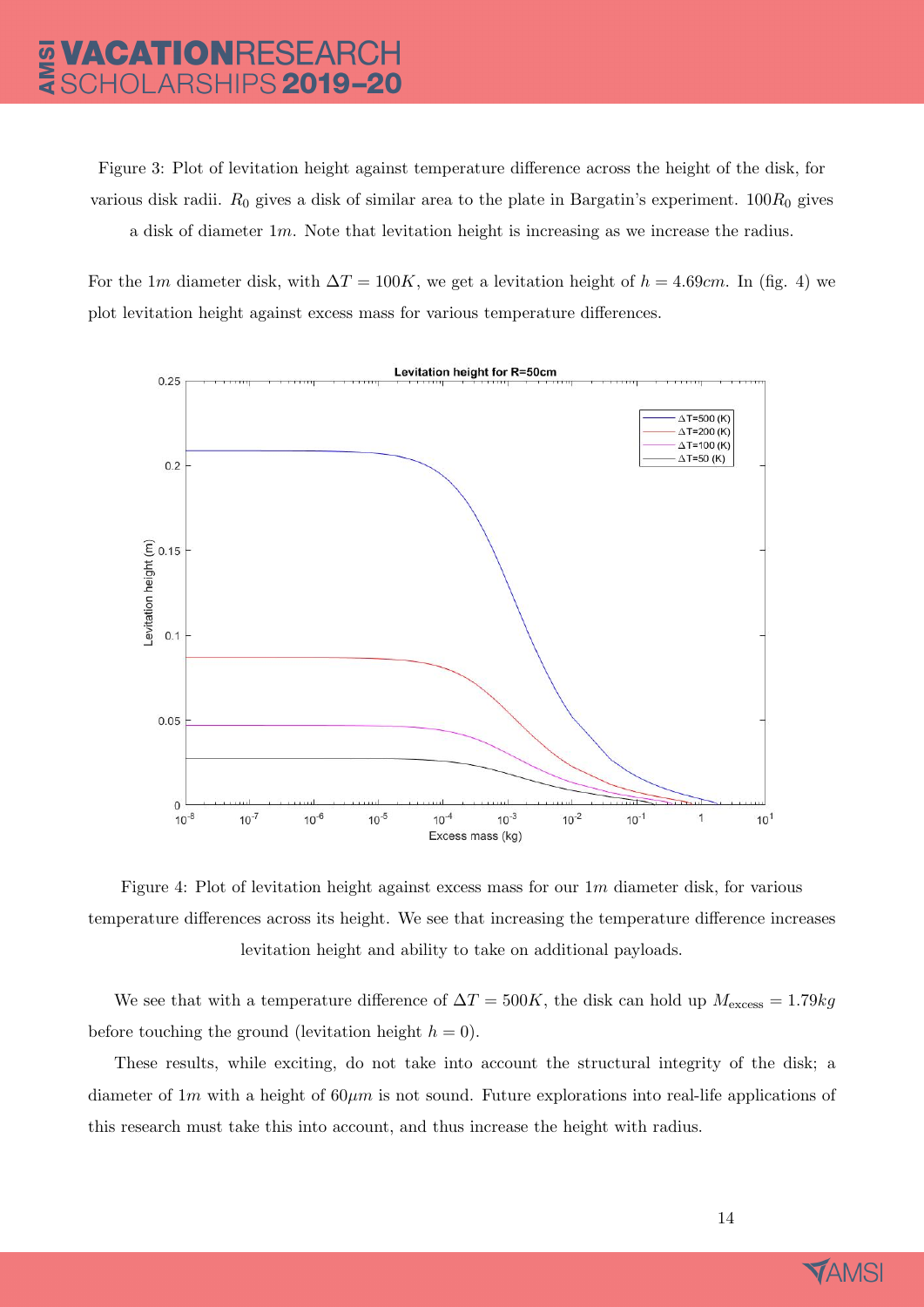Figure 3: Plot of levitation height against temperature difference across the height of the disk, for various disk radii. $R_0$ gives a disk of similar area to the plate in Bargatin's experiment. $100R_0$ gives a disk of diameter $1m$. Note that levitation height is increasing as we increase the radius.

For the $1m$ diameter disk, with $\Delta T = 100K$, we get a levitation height of $h = 4.69cm$. In (fig. 4) we plot levitation height against excess mass for various temperature differences.

Figure 4: Plot of levitation height against excess mass for our $1m$ diameter disk, for various temperature differences across its height. We see that increasing the temperature difference increases levitation height and ability to take on additional payloads.

We see that with a temperature difference of $\Delta T = 500K$, the disk can hold up $M_{\text{excess}} = 1.79kg$ before touching the ground (levitation height $h = 0$).

These results, while exciting, do not take into account the structural integrity of the disk; a diameter of $1m$ with a height of $60\mu m$ is not sound. Future explorations into real-life applications of this research must take this into account, and thus increase the height with radius.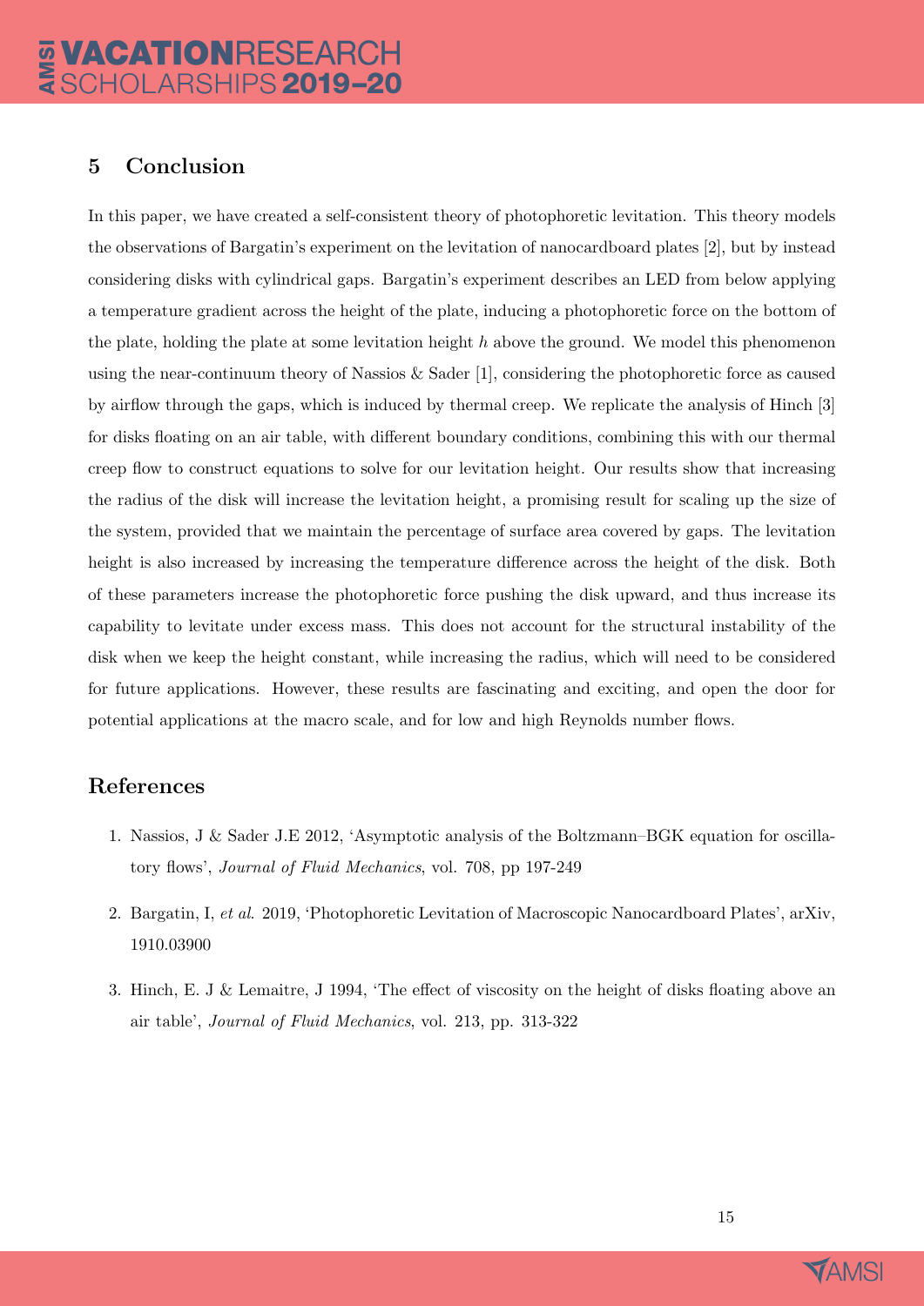## 5 Conclusion

In this paper, we have created a self-consistent theory of photophoretic levitation. This theory models the observations of Bargatin's experiment on the levitation of nanocardboard plates [2], but by instead considering disks with cylindrical gaps. Bargatin's experiment describes an LED from below applying a temperature gradient across the height of the plate, inducing a photophoretic force on the bottom of the plate, holding the plate at some levitation height $h$ above the ground. We model this phenomenon using the near-continuum theory of Nassios & Sader [1], considering the photophoretic force as caused by airflow through the gaps, which is induced by thermal creep. We replicate the analysis of Hinch [3] for disks floating on an air table, with different boundary conditions, combining this with our thermal creep flow to construct equations to solve for our levitation height. Our results show that increasing the radius of the disk will increase the levitation height, a promising result for scaling up the size of the system, provided that we maintain the percentage of surface area covered by gaps. The levitation height is also increased by increasing the temperature difference across the height of the disk. Both of these parameters increase the photophoretic force pushing the disk upward, and thus increase its capability to levitate under excess mass. This does not account for the structural instability of the disk when we keep the height constant, while increasing the radius, which will need to be considered for future applications. However, these results are fascinating and exciting, and open the door for potential applications at the macro scale, and for low and high Reynolds number flows.

## References

1. Nassios, J & Sader J.E 2012, 'Asymptotic analysis of the Boltzmann–BGK equation for oscillatory flows', *Journal of Fluid Mechanics*, vol. 708, pp 197-249
2. Bargatin, I, *et al*. 2019, 'Photophoretic Levitation of Macroscopic Nanocardboard Plates', arXiv, 1910.03900
3. Hinch, E. J & Lemaitre, J 1994, 'The effect of viscosity on the height of disks floating above an air table', *Journal of Fluid Mechanics*, vol. 213, pp. 313-322